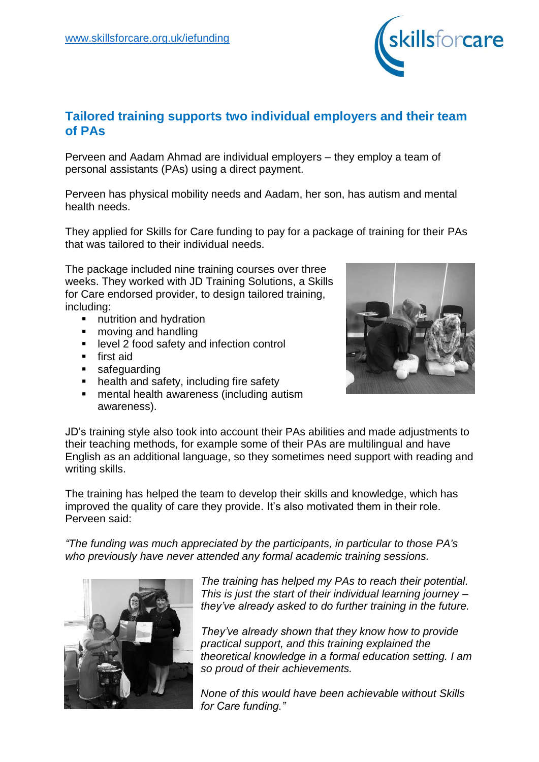www.skillsforcare.org.uk/iefunding

## Tailored training supports two individual employers and their team of PAs

Perveen and Aadam Ahmad are individual employers – they employ a team of personal assistants (PAs) using a direct payment.

Perveen has physical mobility needs and Aadam, her son, has autism and mental health needs.

They applied for Skills for Care funding to pay for a package of training for their PAs that was tailored to their individual needs.

The package included nine training courses over three weeks. They worked with JD Training Solutions, a Skills for Care endorsed provider, to design tailored training, including:

- nutrition and hydration
- moving and handling
- level 2 food safety and infection control
- first aid
- safeguarding
- health and safety, including fire safety
- mental health awareness (including autism awareness).

JD's training style also took into account their PAs abilities and made adjustments to their teaching methods, for example some of their PAs are multilingual and have English as an additional language, so they sometimes need support with reading and writing skills.

The training has helped the team to develop their skills and knowledge, which has improved the quality of care they provide. It's also motivated them in their role. Perveen said:

*"The funding was much appreciated by the participants, in particular to those PA's who previously have never attended any formal academic training sessions.*

*The training has helped my PAs to reach their potential. This is just the start of their individual learning journey – they've already asked to do further training in the future.*

*They've already shown that they know how to provide practical support, and this training explained the theoretical knowledge in a formal education setting. I am so proud of their achievements.*

*None of this would have been achievable without Skills for Care funding."*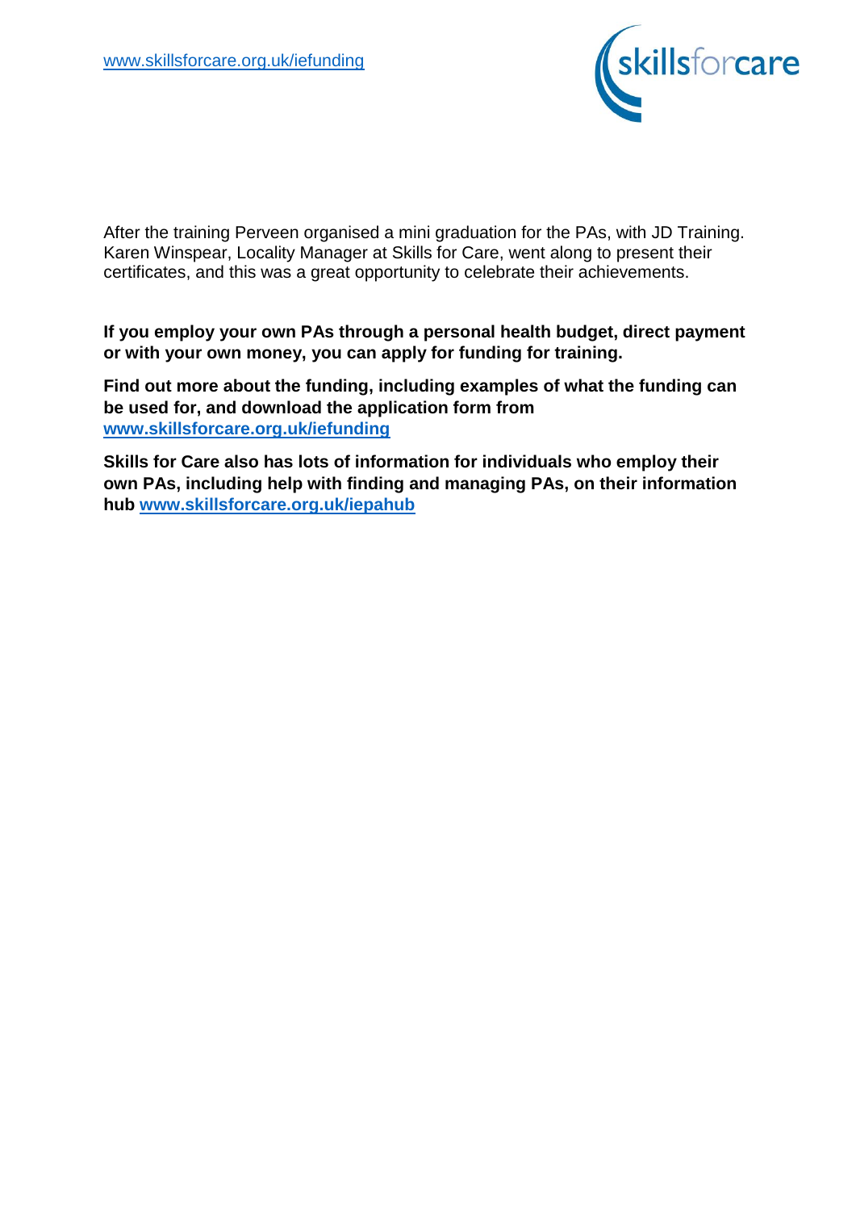After the training Perveen organised a mini graduation for the PAs, with JD Training. Karen Winspear, Locality Manager at Skills for Care, went along to present their certificates, and this was a great opportunity to celebrate their achievements.

**If you employ your own PAs through a personal health budget, direct payment or with your own money, you can apply for funding for training.**

**Find out more about the funding, including examples of what the funding can be used for, and download the application form from [www.skillsforcare.org.uk/iefunding](http://www.skillsforcare.org.uk/iefunding)**

**Skills for Care also has lots of information for individuals who employ their own PAs, including help with finding and managing PAs, on their information hub [www.skillsforcare.org.uk/iepahub](http://www.skillsforcare.org.uk/iepahub)**